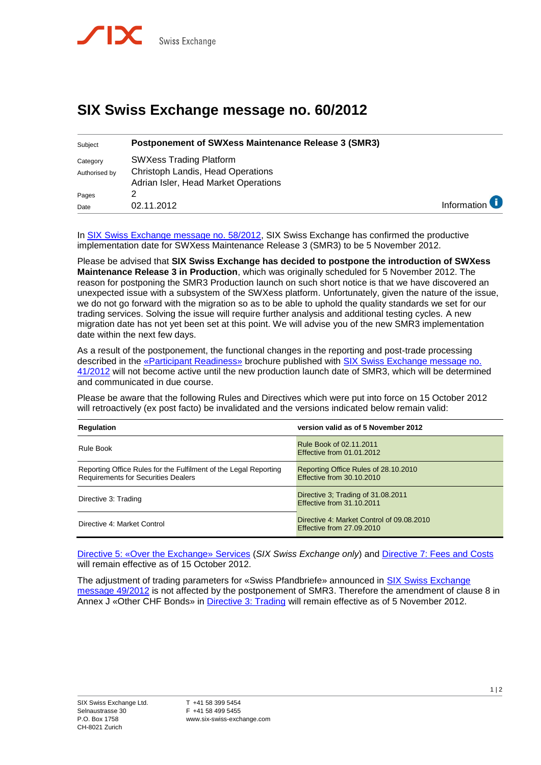# SIX Swiss Exchange message no. 60/2012

| | |
|---|---|
| Subject | **Postponement of SWXess Maintenance Release 3 (SMR3)** |
| Category | SWXess Trading Platform |
| Authorised by | Christoph Landis, Head Operations<br>Adrian Isler, Head Market Operations |
| Pages | 2 |
| Date | 02.11.2012 |

Information

In SIX Swiss Exchange message no. 58/2012, SIX Swiss Exchange has confirmed the productive implementation date for SWXess Maintenance Release 3 (SMR3) to be 5 November 2012.

Please be advised that **SIX Swiss Exchange has decided to postpone the introduction of SWXess Maintenance Release 3 in Production**, which was originally scheduled for 5 November 2012. The reason for postponing the SMR3 Production launch on such short notice is that we have discovered an unexpected issue with a subsystem of the SWXess platform. Unfortunately, given the nature of the issue, we do not go forward with the migration so as to be able to uphold the quality standards we set for our trading services. Solving the issue will require further analysis and additional testing cycles. A new migration date has not yet been set at this point. We will advise you of the new SMR3 implementation date within the next few days.

As a result of the postponement, the functional changes in the reporting and post-trade processing described in the «Participant Readiness» brochure published with SIX Swiss Exchange message no. 41/2012 will not become active until the new production launch date of SMR3, which will be determined and communicated in due course.

Please be aware that the following Rules and Directives which were put into force on 15 October 2012 will retroactively (ex post facto) be invalidated and the versions indicated below remain valid:

| Regulation | version valid as of 5 November 2012 |
|---|---|
| Rule Book | Rule Book of 02.11.2011<br>Effective from 01.01.2012 |
| Reporting Office Rules for the Fulfilment of the Legal Reporting Requirements for Securities Dealers | Reporting Office Rules of 28.10.2010<br>Effective from 30.10.2010 |
| Directive 3: Trading | Directive 3; Trading of 31.08.2011<br>Effective from 31.10.2011 |
| Directive 4: Market Control | Directive 4: Market Control of 09.08.2010<br>Effective from 27.09.2010 |

Directive 5: «Over the Exchange» Services (*SIX Swiss Exchange only*) and Directive 7: Fees and Costs will remain effective as of 15 October 2012.

The adjustment of trading parameters for «Swiss Pfandbriefe» announced in SIX Swiss Exchange message 49/2012 is not affected by the postponement of SMR3. Therefore the amendment of clause 8 in Annex J «Other CHF Bonds» in Directive 3: Trading will remain effective as of 5 November 2012.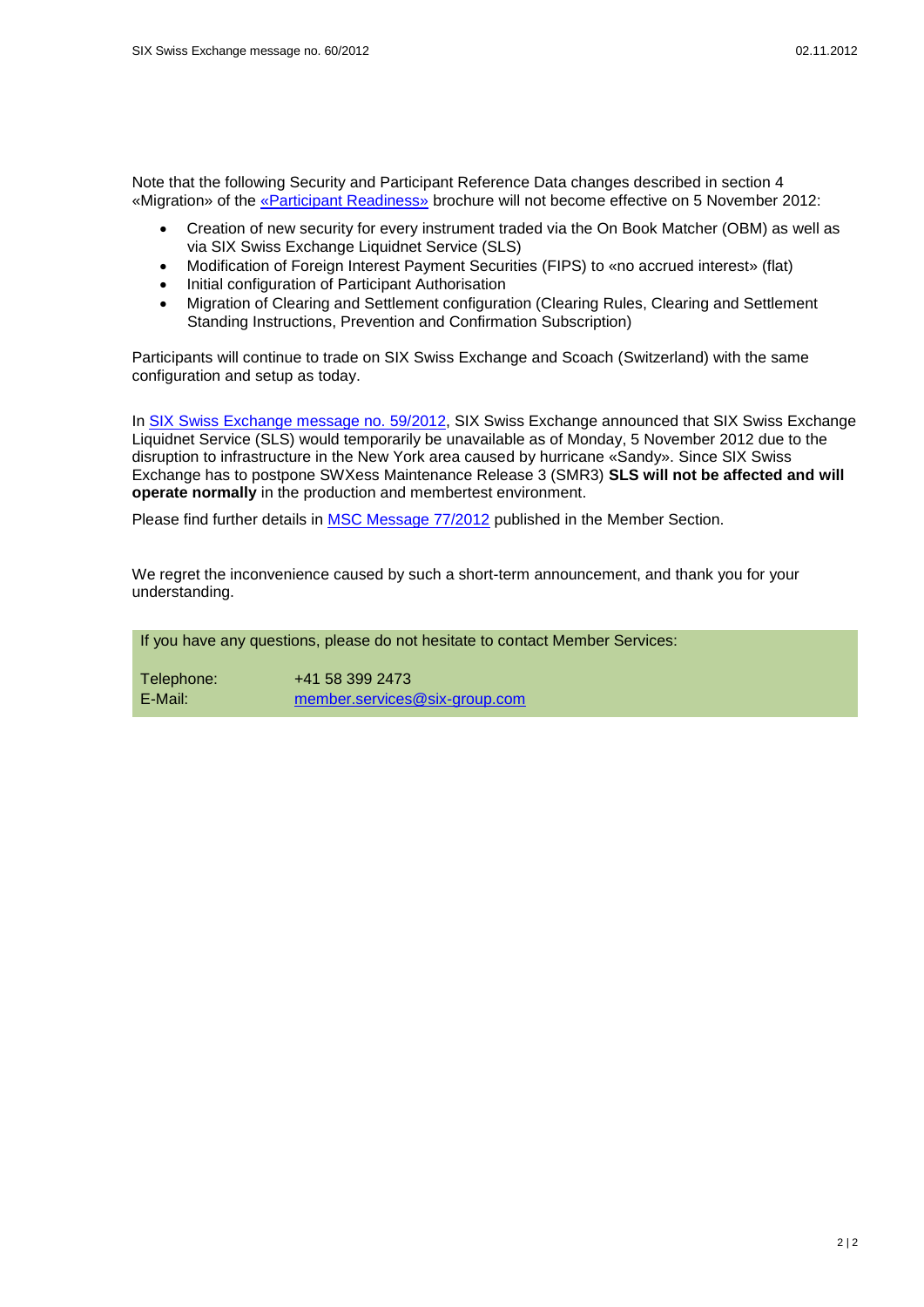Note that the following Security and Participant Reference Data changes described in section 4 «Migration» of the «Participant Readiness» brochure will not become effective on 5 November 2012:

- Creation of new security for every instrument traded via the On Book Matcher (OBM) as well as via SIX Swiss Exchange Liquidnet Service (SLS)
- Modification of Foreign Interest Payment Securities (FIPS) to «no accrued interest» (flat)
- Initial configuration of Participant Authorisation
- Migration of Clearing and Settlement configuration (Clearing Rules, Clearing and Settlement Standing Instructions, Prevention and Confirmation Subscription)

Participants will continue to trade on SIX Swiss Exchange and Scoach (Switzerland) with the same configuration and setup as today.

In SIX Swiss Exchange message no. 59/2012, SIX Swiss Exchange announced that SIX Swiss Exchange Liquidnet Service (SLS) would temporarily be unavailable as of Monday, 5 November 2012 due to the disruption to infrastructure in the New York area caused by hurricane «Sandy». Since SIX Swiss Exchange has to postpone SWXess Maintenance Release 3 (SMR3) **SLS will not be affected and will operate normally** in the production and membertest environment.

Please find further details in MSC Message 77/2012 published in the Member Section.

We regret the inconvenience caused by such a short-term announcement, and thank you for your understanding.

If you have any questions, please do not hesitate to contact Member Services:

| | |
|---|---|
| Telephone: | +41 58 399 2473 |
| E-Mail: | member.services@six-group.com |